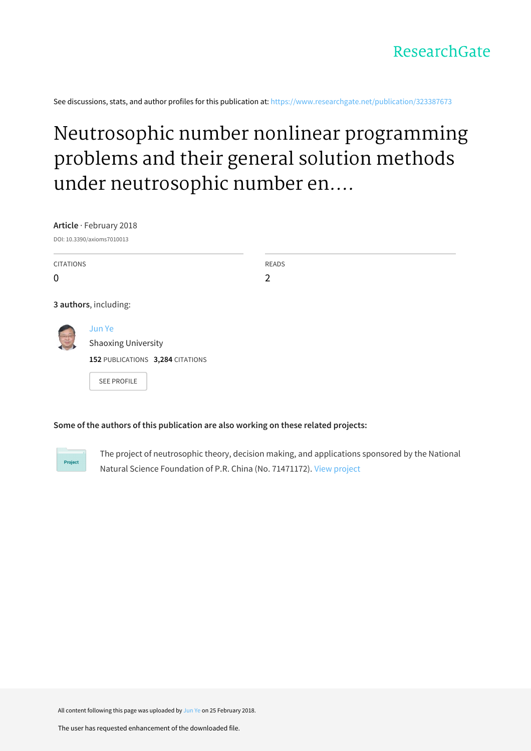ResearchGate

See discussions, stats, and author profiles for this publication at: https://www.researchgate.net/publication/323387673

# Neutrosophic number nonlinear programming problems and their general solution methods under neutrosophic number en....

**Article** · February 2018

DOI: 10.3390/axioms7010013

| CITATIONS | READS |
| --- | --- |
| 0 | 2 |

**3 authors**, including:

Jun Ye

Shaoxing University

**152** PUBLICATIONS **3,284** CITATIONS

SEE PROFILE

**Some of the authors of this publication are also working on these related projects:**

Project

The project of neutrosophic theory, decision making, and applications sponsored by the National Natural Science Foundation of P.R. China (No. 71471172). View project

All content following this page was uploaded by Jun Ye on 25 February 2018.

The user has requested enhancement of the downloaded file.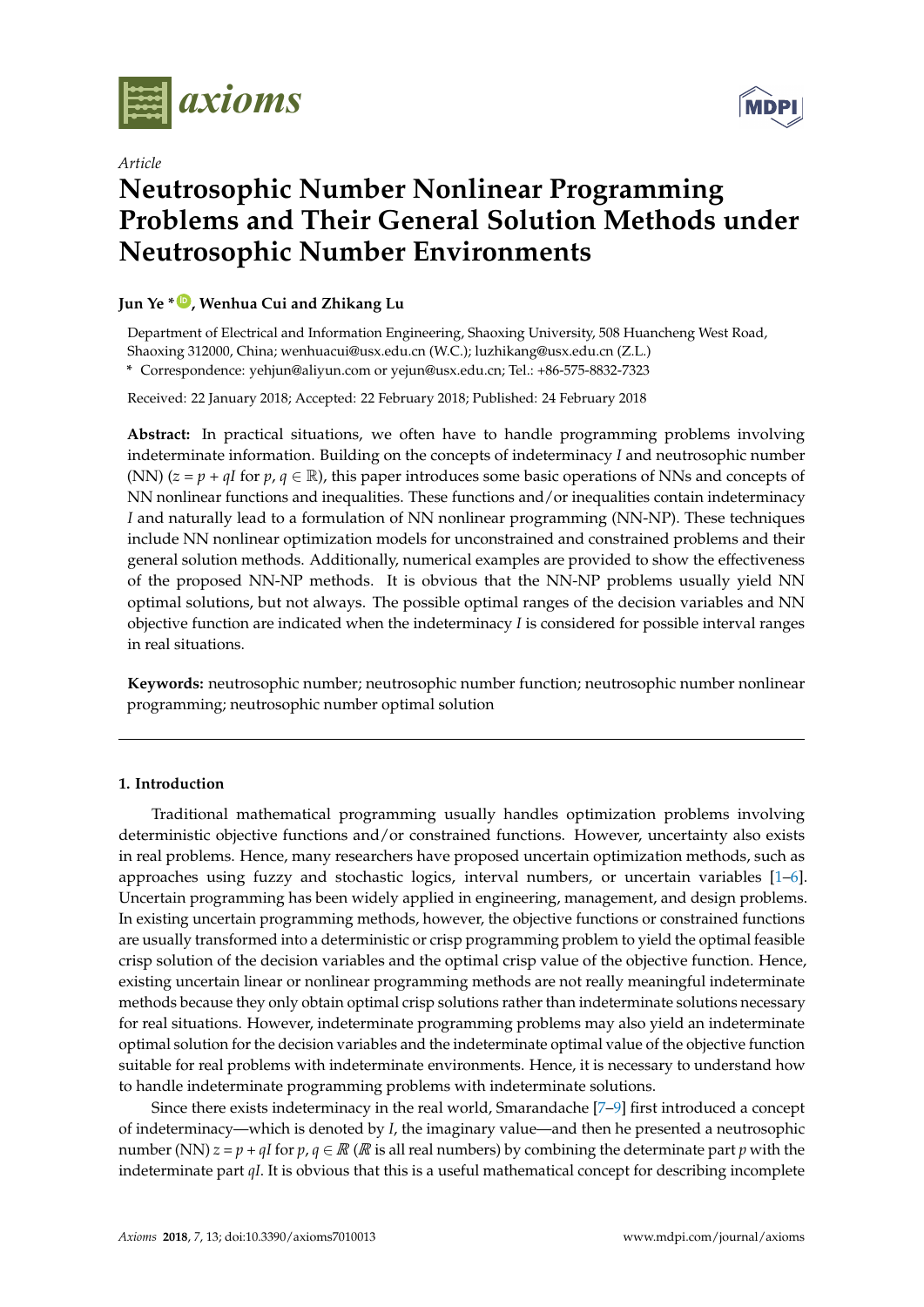axioms

MDPI

*Article*

# Neutrosophic Number Nonlinear Programming Problems and Their General Solution Methods under Neutrosophic Number Environments

**Jun Ye *, Wenhua Cui and Zhikang Lu**

Department of Electrical and Information Engineering, Shaoxing University, 508 Huancheng West Road, Shaoxing 312000, China; wenhuacui@usx.edu.cn (W.C.); luzhikang@usx.edu.cn (Z.L.)

* Correspondence: yehjun@aliyun.com or yejun@usx.edu.cn; Tel.: +86-575-8832-7323

Received: 22 January 2018; Accepted: 22 February 2018; Published: 24 February 2018

**Abstract:** In practical situations, we often have to handle programming problems involving indeterminate information. Building on the concepts of indeterminacy $I$ and neutrosophic number (NN) ($z = p + qI$ for $p, q \in \mathbb{R}$), this paper introduces some basic operations of NNs and concepts of NN nonlinear functions and inequalities. These functions and/or inequalities contain indeterminacy $I$ and naturally lead to a formulation of NN nonlinear programming (NN-NP). These techniques include NN nonlinear optimization models for unconstrained and constrained problems and their general solution methods. Additionally, numerical examples are provided to show the effectiveness of the proposed NN-NP methods. It is obvious that the NN-NP problems usually yield NN optimal solutions, but not always. The possible optimal ranges of the decision variables and NN objective function are indicated when the indeterminacy $I$ is considered for possible interval ranges in real situations.

**Keywords:** neutrosophic number; neutrosophic number function; neutrosophic number nonlinear programming; neutrosophic number optimal solution

## 1. Introduction

Traditional mathematical programming usually handles optimization problems involving deterministic objective functions and/or constrained functions. However, uncertainty also exists in real problems. Hence, many researchers have proposed uncertain optimization methods, such as approaches using fuzzy and stochastic logics, interval numbers, or uncertain variables [1–6]. Uncertain programming has been widely applied in engineering, management, and design problems. In existing uncertain programming methods, however, the objective functions or constrained functions are usually transformed into a deterministic or crisp programming problem to yield the optimal feasible crisp solution of the decision variables and the optimal crisp value of the objective function. Hence, existing uncertain linear or nonlinear programming methods are not really meaningful indeterminate methods because they only obtain optimal crisp solutions rather than indeterminate solutions necessary for real situations. However, indeterminate programming problems may also yield an indeterminate optimal solution for the decision variables and the indeterminate optimal value of the objective function suitable for real problems with indeterminate environments. Hence, it is necessary to understand how to handle indeterminate programming problems with indeterminate solutions.

Since there exists indeterminacy in the real world, Smarandache [7–9] first introduced a concept of indeterminacy—which is denoted by $I$, the imaginary value—and then he presented a neutrosophic number (NN) $z = p + qI$ for $p, q \in \mathbb{R}$ ($\mathbb{R}$ is all real numbers) by combining the determinate part $p$ with the indeterminate part $qI$. It is obvious that this is a useful mathematical concept for describing incomplete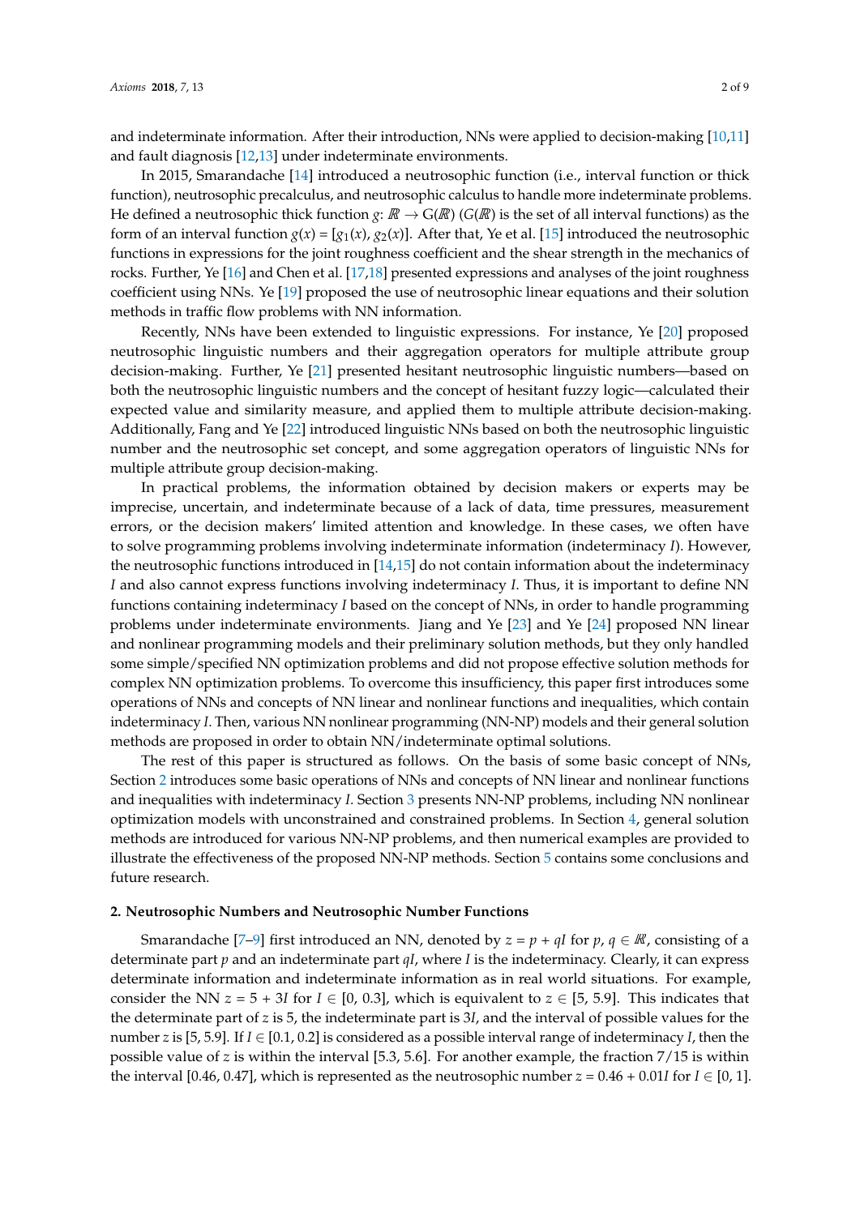and indeterminate information. After their introduction, NNs were applied to decision-making [10,11] and fault diagnosis [12,13] under indeterminate environments.

In 2015, Smarandache [14] introduced a neutrosophic function (i.e., interval function or thick function), neutrosophic precalculus, and neutrosophic calculus to handle more indeterminate problems. He defined a neutrosophic thick function $g$: $\mathbb{R} \rightarrow G(\mathbb{R})$ ($G(\mathbb{R})$ is the set of all interval functions) as the form of an interval function $g(x) = [g_1(x), g_2(x)]$. After that, Ye et al. [15] introduced the neutrosophic functions in expressions for the joint roughness coefficient and the shear strength in the mechanics of rocks. Further, Ye [16] and Chen et al. [17,18] presented expressions and analyses of the joint roughness coefficient using NNs. Ye [19] proposed the use of neutrosophic linear equations and their solution methods in traffic flow problems with NN information.

Recently, NNs have been extended to linguistic expressions. For instance, Ye [20] proposed neutrosophic linguistic numbers and their aggregation operators for multiple attribute group decision-making. Further, Ye [21] presented hesitant neutrosophic linguistic numbers—based on both the neutrosophic linguistic numbers and the concept of hesitant fuzzy logic—calculated their expected value and similarity measure, and applied them to multiple attribute decision-making. Additionally, Fang and Ye [22] introduced linguistic NNs based on both the neutrosophic linguistic number and the neutrosophic set concept, and some aggregation operators of linguistic NNs for multiple attribute group decision-making.

In practical problems, the information obtained by decision makers or experts may be imprecise, uncertain, and indeterminate because of a lack of data, time pressures, measurement errors, or the decision makers' limited attention and knowledge. In these cases, we often have to solve programming problems involving indeterminate information (indeterminacy $I$). However, the neutrosophic functions introduced in [14,15] do not contain information about the indeterminacy $I$ and also cannot express functions involving indeterminacy $I$. Thus, it is important to define NN functions containing indeterminacy $I$ based on the concept of NNs, in order to handle programming problems under indeterminate environments. Jiang and Ye [23] and Ye [24] proposed NN linear and nonlinear programming models and their preliminary solution methods, but they only handled some simple/specified NN optimization problems and did not propose effective solution methods for complex NN optimization problems. To overcome this insufficiency, this paper first introduces some operations of NNs and concepts of NN linear and nonlinear functions and inequalities, which contain indeterminacy $I$. Then, various NN nonlinear programming (NN-NP) models and their general solution methods are proposed in order to obtain NN/indeterminate optimal solutions.

The rest of this paper is structured as follows. On the basis of some basic concept of NNs, Section 2 introduces some basic operations of NNs and concepts of NN linear and nonlinear functions and inequalities with indeterminacy $I$. Section 3 presents NN-NP problems, including NN nonlinear optimization models with unconstrained and constrained problems. In Section 4, general solution methods are introduced for various NN-NP problems, and then numerical examples are provided to illustrate the effectiveness of the proposed NN-NP methods. Section 5 contains some conclusions and future research.

## 2. Neutrosophic Numbers and Neutrosophic Number Functions

Smarandache [7–9] first introduced an NN, denoted by $z = p + qI$ for $p, q \in \mathbb{R}$, consisting of a determinate part $p$ and an indeterminate part $qI$, where $I$ is the indeterminacy. Clearly, it can express determinate information and indeterminate information as in real world situations. For example, consider the NN $z = 5 + 3I$ for $I \in [0, 0.3]$, which is equivalent to $z \in [5, 5.9]$. This indicates that the determinate part of $z$ is 5, the indeterminate part is $3I$, and the interval of possible values for the number $z$ is [5, 5.9]. If $I \in [0.1, 0.2]$ is considered as a possible interval range of indeterminacy $I$, then the possible value of $z$ is within the interval [5.3, 5.6]. For another example, the fraction 7/15 is within the interval [0.46, 0.47], which is represented as the neutrosophic number $z = 0.46 + 0.01I$ for $I \in [0, 1]$.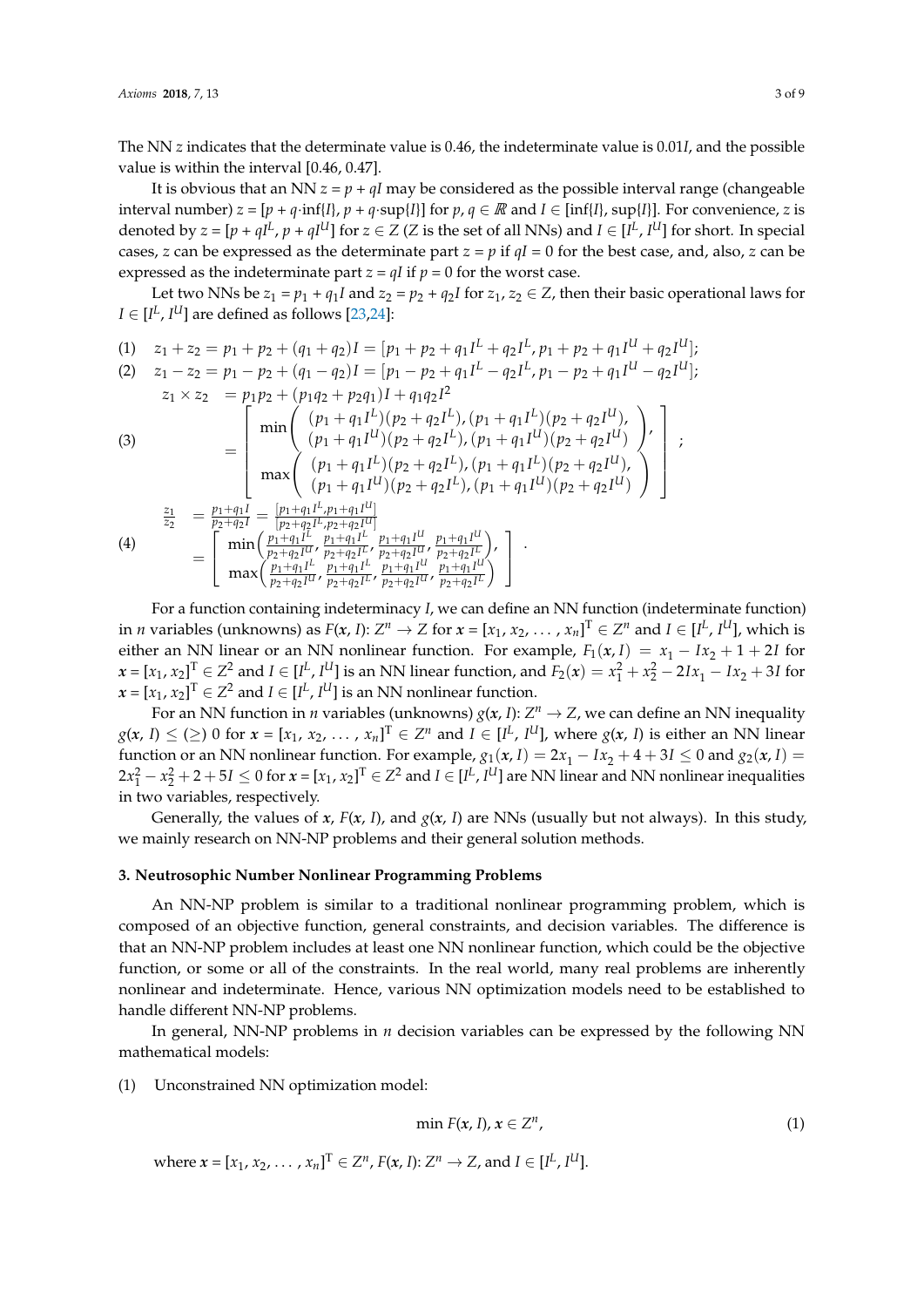The NN $z$ indicates that the determinate value is 0.46, the indeterminate value is $0.01I$, and the possible value is within the interval [0.46, 0.47].

It is obvious that an NN $z = p + qI$ may be considered as the possible interval range (changeable interval number) $z = [p + q\cdot\inf\{I\}, p + q\cdot\sup\{I\}]$ for $p, q \in \mathbb{R}$ and $I \in [\inf\{I\}, \sup\{I\}]$. For convenience, $z$ is denoted by $z = [p + qI^L, p + qI^U]$ for $z \in Z$ ($Z$ is the set of all NNs) and $I \in [I^L, I^U]$ for short. In special cases, $z$ can be expressed as the determinate part $z = p$ if $qI = 0$ for the best case, and, also, $z$ can be expressed as the indeterminate part $z = qI$ if $p = 0$ for the worst case.

Let two NNs be $z_1 = p_1 + q_1I$ and $z_2 = p_2 + q_2I$ for $z_1, z_2 \in Z$, then their basic operational laws for $I \in [I^L, I^U]$ are defined as follows [23,24]:

(1) $z_1 + z_2 = p_1 + p_2 + (q_1 + q_2)I = [p_1 + p_2 + q_1I^L + q_2I^L, p_1 + p_2 + q_1I^U + q_2I^U]$;

(2) $z_1 - z_2 = p_1 - p_2 + (q_1 - q_2)I = [p_1 - p_2 + q_1I^L - q_2I^L, p_1 - p_2 + q_1I^U - q_2I^U]$;

(3)
$$
\begin{aligned}
z_1 \times z_2 &= p_1p_2 + (p_1q_2 + p_2q_1)I + q_1q_2I^2 \\
&= \begin{bmatrix} \min\begin{pmatrix} (p_1 + q_1I^L)(p_2 + q_2I^L), (p_1 + q_1I^L)(p_2 + q_2I^U), \\ (p_1 + q_1I^U)(p_2 + q_2I^L), (p_1 + q_1I^U)(p_2 + q_2I^U) \end{pmatrix}, \\ \max\begin{pmatrix} (p_1 + q_1I^L)(p_2 + q_2I^L), (p_1 + q_1I^L)(p_2 + q_2I^U), \\ (p_1 + q_1I^U)(p_2 + q_2I^L), (p_1 + q_1I^U)(p_2 + q_2I^U) \end{pmatrix} \end{bmatrix};
\end{aligned}
$$

(4)
$$
\begin{aligned}
\frac{z_1}{z_2} &= \frac{p_1 + q_1I}{p_2 + q_2I} = \frac{[p_1 + q_1I^L, p_1 + q_1I^U]}{[p_2 + q_2I^L, p_2 + q_2I^U]} \\
&= \begin{bmatrix} \min\left(\frac{p_1 + q_1I^L}{p_2 + q_2I^U}, \frac{p_1 + q_1I^L}{p_2 + q_2I^L}, \frac{p_1 + q_1I^U}{p_2 + q_2I^U}, \frac{p_1 + q_1I^U}{p_2 + q_2I^L}\right), \\ \max\left(\frac{p_1 + q_1I^L}{p_2 + q_2I^U}, \frac{p_1 + q_1I^L}{p_2 + q_2I^L}, \frac{p_1 + q_1I^U}{p_2 + q_2I^U}, \frac{p_1 + q_1I^U}{p_2 + q_2I^L}\right) \end{bmatrix}.
\end{aligned}
$$

For a function containing indeterminacy $I$, we can define an NN function (indeterminate function) in $n$ variables (unknowns) as $F(\boldsymbol{x}, I)$: $Z^n \to Z$ for $\boldsymbol{x} = [x_1, x_2, \ldots, x_n]^{\mathrm{T}} \in Z^n$ and $I \in [I^L, I^U]$, which is either an NN linear or an NN nonlinear function. For example, $F_1(\boldsymbol{x}, I) = x_1 - Ix_2 + 1 + 2I$ for $\boldsymbol{x} = [x_1, x_2]^{\mathrm{T}} \in Z^2$ and $I \in [I^L, I^U]$ is an NN linear function, and $F_2(\boldsymbol{x}) = x_1^2 + x_2^2 - 2Ix_1 - Ix_2 + 3I$ for $\boldsymbol{x} = [x_1, x_2]^{\mathrm{T}} \in Z^2$ and $I \in [I^L, I^U]$ is an NN nonlinear function.

For an NN function in $n$ variables (unknowns) $g(\boldsymbol{x}, I)$: $Z^n \to Z$, we can define an NN inequality $g(\boldsymbol{x}, I) \leq (\geq)\ 0$ for $\boldsymbol{x} = [x_1, x_2, \ldots, x_n]^{\mathrm{T}} \in Z^n$ and $I \in [I^L, I^U]$, where $g(\boldsymbol{x}, I)$ is either an NN linear function or an NN nonlinear function. For example, $g_1(\boldsymbol{x}, I) = 2x_1 - Ix_2 + 4 + 3I \leq 0$ and $g_2(\boldsymbol{x}, I) = 2x_1^2 - x_2^2 + 2 + 5I \leq 0$ for $\boldsymbol{x} = [x_1, x_2]^{\mathrm{T}} \in Z^2$ and $I \in [I^L, I^U]$ are NN linear and NN nonlinear inequalities in two variables, respectively.

Generally, the values of $\boldsymbol{x}$, $F(\boldsymbol{x}, I)$, and $g(\boldsymbol{x}, I)$ are NNs (usually but not always). In this study, we mainly research on NN-NP problems and their general solution methods.

## 3. Neutrosophic Number Nonlinear Programming Problems

An NN-NP problem is similar to a traditional nonlinear programming problem, which is composed of an objective function, general constraints, and decision variables. The difference is that an NN-NP problem includes at least one NN nonlinear function, which could be the objective function, or some or all of the constraints. In the real world, many real problems are inherently nonlinear and indeterminate. Hence, various NN optimization models need to be established to handle different NN-NP problems.

In general, NN-NP problems in $n$ decision variables can be expressed by the following NN mathematical models:

(1) Unconstrained NN optimization model:

$$\min F(\boldsymbol{x}, I), \boldsymbol{x} \in Z^n, \tag{1}$$

where $\boldsymbol{x} = [x_1, x_2, \ldots, x_n]^{\mathrm{T}} \in Z^n$, $F(\boldsymbol{x}, I)$: $Z^n \to Z$, and $I \in [I^L, I^U]$.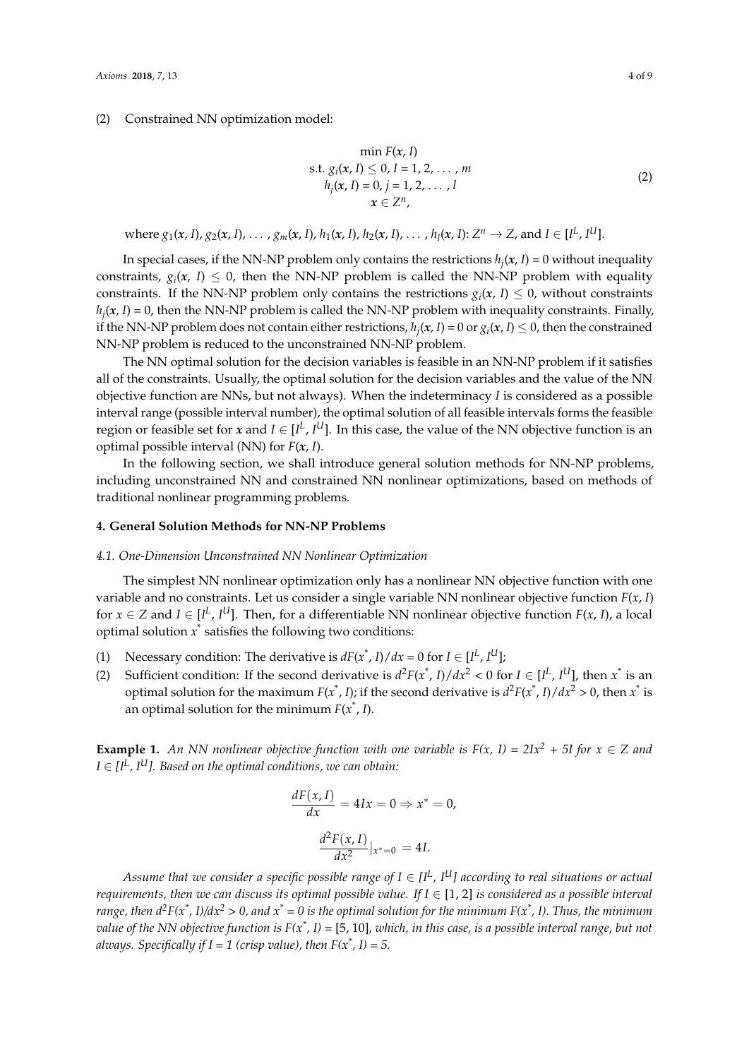(2) Constrained NN optimization model:

$$\begin{array}{c} \min F(\boldsymbol{x}, I) \\ \text{s.t. } g_i(\boldsymbol{x}, I) \leq 0, I = 1, 2, \ldots, m \\ h_j(\boldsymbol{x}, I) = 0, j = 1, 2, \ldots, l \\ \boldsymbol{x} \in Z^n, \end{array} \tag{2}$$

where $g_1(\boldsymbol{x}, I), g_2(\boldsymbol{x}, I), \ldots, g_m(\boldsymbol{x}, I), h_1(\boldsymbol{x}, I), h_2(\boldsymbol{x}, I), \ldots, h_l(\boldsymbol{x}, I)$: $Z^n \to Z$, and $I \in [I^L, I^U]$.

In special cases, if the NN-NP problem only contains the restrictions $h_j(\boldsymbol{x}, I) = 0$ without inequality constraints, $g_i(\boldsymbol{x}, I) \leq 0$, then the NN-NP problem is called the NN-NP problem with equality constraints. If the NN-NP problem only contains the restrictions $g_i(\boldsymbol{x}, I) \leq 0$, without constraints $h_j(\boldsymbol{x}, I) = 0$, then the NN-NP problem is called the NN-NP problem with inequality constraints. Finally, if the NN-NP problem does not contain either restrictions, $h_j(\boldsymbol{x}, I) = 0$ or $g_i(\boldsymbol{x}, I) \leq 0$, then the constrained NN-NP problem is reduced to the unconstrained NN-NP problem.

The NN optimal solution for the decision variables is feasible in an NN-NP problem if it satisfies all of the constraints. Usually, the optimal solution for the decision variables and the value of the NN objective function are NNs, but not always). When the indeterminacy $I$ is considered as a possible interval range (possible interval number), the optimal solution of all feasible intervals forms the feasible region or feasible set for $\boldsymbol{x}$ and $I \in [I^L, I^U]$. In this case, the value of the NN objective function is an optimal possible interval (NN) for $F(\boldsymbol{x}, I)$.

In the following section, we shall introduce general solution methods for NN-NP problems, including unconstrained NN and constrained NN nonlinear optimizations, based on methods of traditional nonlinear programming problems.

## 4. General Solution Methods for NN-NP Problems

### *4.1. One-Dimension Unconstrained NN Nonlinear Optimization*

The simplest NN nonlinear optimization only has a nonlinear NN objective function with one variable and no constraints. Let us consider a single variable NN nonlinear objective function $F(x, I)$ for $x \in Z$ and $I \in [I^L, I^U]$. Then, for a differentiable NN nonlinear objective function $F(x, I)$, a local optimal solution $x^*$ satisfies the following two conditions:

(1) Necessary condition: The derivative is $dF(x^*, I)/dx = 0$ for $I \in [I^L, I^U]$;
(2) Sufficient condition: If the second derivative is $d^2F(x^*, I)/dx^2 < 0$ for $I \in [I^L, I^U]$, then $x^*$ is an optimal solution for the maximum $F(x^*, I)$; if the second derivative is $d^2F(x^*, I)/dx^2 > 0$, then $x^*$ is an optimal solution for the minimum $F(x^*, I)$.

**Example 1.** *An NN nonlinear objective function with one variable is $F(x, I) = 2Ix^2 + 5I$ for $x \in Z$ and $I \in [I^L, I^U]$. Based on the optimal conditions, we can obtain:*

$$\frac{dF(x, I)}{dx} = 4Ix = 0 \Rightarrow x^* = 0,$$

$$\frac{d^2F(x, I)}{dx^2}\Big|_{x^*=0} = 4I.$$

*Assume that we consider a specific possible range of $I \in [I^L, I^U]$ according to real situations or actual requirements, then we can discuss its optimal possible value. If $I \in [1, 2]$ is considered as a possible interval range, then $d^2F(x^*, I)/dx^2 > 0$, and $x^* = 0$ is the optimal solution for the minimum $F(x^*, I)$. Thus, the minimum value of the NN objective function is $F(x^*, I) = [5, 10]$, which, in this case, is a possible interval range, but not always. Specifically if $I = 1$ (crisp value), then $F(x^*, I) = 5$.*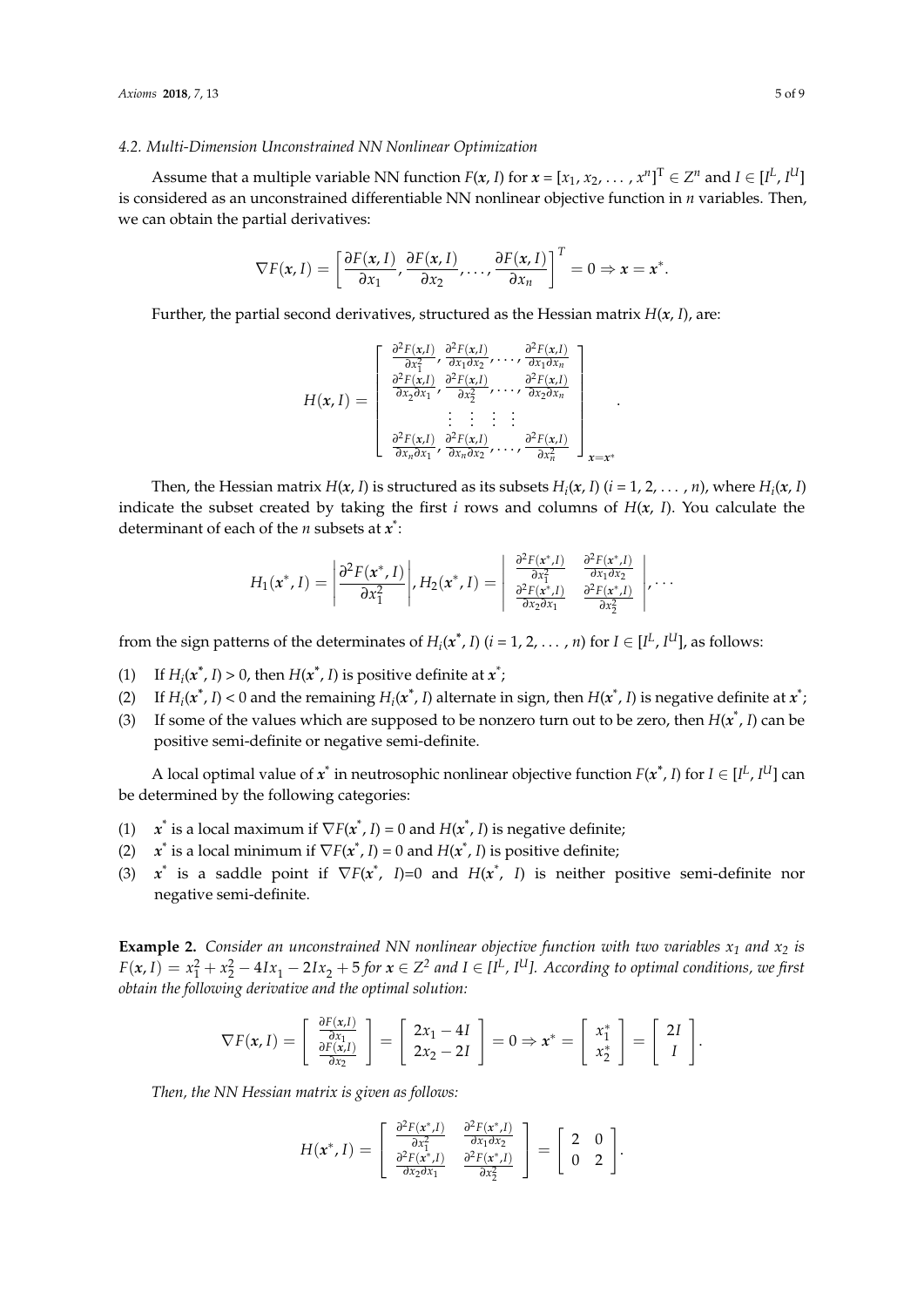### 4.2. Multi-Dimension Unconstrained NN Nonlinear Optimization

Assume that a multiple variable NN function $F(\boldsymbol{x}, I)$ for $\boldsymbol{x} = [x_1, x_2, \ldots, x^n]^T \in Z^n$ and $I \in [I^L, I^U]$ is considered as an unconstrained differentiable NN nonlinear objective function in $n$ variables. Then, we can obtain the partial derivatives:

$$\nabla F(\boldsymbol{x}, I) = \left[\frac{\partial F(\boldsymbol{x}, I)}{\partial x_1}, \frac{\partial F(\boldsymbol{x}, I)}{\partial x_2}, \ldots, \frac{\partial F(\boldsymbol{x}, I)}{\partial x_n}\right]^T = 0 \Rightarrow \boldsymbol{x} = \boldsymbol{x}^*.$$

Further, the partial second derivatives, structured as the Hessian matrix $H(\boldsymbol{x}, I)$, are:

$$H(\boldsymbol{x}, I) = \begin{bmatrix} \frac{\partial^2 F(\boldsymbol{x},I)}{\partial x_1^2}, \frac{\partial^2 F(\boldsymbol{x},I)}{\partial x_1 \partial x_2}, \ldots, \frac{\partial^2 F(\boldsymbol{x},I)}{\partial x_1 \partial x_n} \\ \frac{\partial^2 F(\boldsymbol{x},I)}{\partial x_2 \partial x_1}, \frac{\partial^2 F(\boldsymbol{x},I)}{\partial x_2^2}, \ldots, \frac{\partial^2 F(\boldsymbol{x},I)}{\partial x_2 \partial x_n} \\ \vdots \quad \vdots \quad \vdots \quad \vdots \\ \frac{\partial^2 F(\boldsymbol{x},I)}{\partial x_n \partial x_1}, \frac{\partial^2 F(\boldsymbol{x},I)}{\partial x_n \partial x_2}, \ldots, \frac{\partial^2 F(\boldsymbol{x},I)}{\partial x_n^2} \end{bmatrix}_{\boldsymbol{x}=\boldsymbol{x}^*}.$$

Then, the Hessian matrix $H(\boldsymbol{x}, I)$ is structured as its subsets $H_i(\boldsymbol{x}, I)$ ($i = 1, 2, \ldots, n$), where $H_i(\boldsymbol{x}, I)$ indicate the subset created by taking the first $i$ rows and columns of $H(\boldsymbol{x}, I)$. You calculate the determinant of each of the $n$ subsets at $\boldsymbol{x}^*$:

$$H_1(\boldsymbol{x}^*, I) = \left|\frac{\partial^2 F(\boldsymbol{x}^*, I)}{\partial x_1^2}\right|, H_2(\boldsymbol{x}^*, I) = \begin{vmatrix} \frac{\partial^2 F(\boldsymbol{x}^*,I)}{\partial x_1^2} & \frac{\partial^2 F(\boldsymbol{x}^*,I)}{\partial x_1 \partial x_2} \\ \frac{\partial^2 F(\boldsymbol{x}^*,I)}{\partial x_2 \partial x_1} & \frac{\partial^2 F(\boldsymbol{x}^*,I)}{\partial x_2^2} \end{vmatrix}, \cdots$$

from the sign patterns of the determinates of $H_i(\boldsymbol{x}^*, I)$ ($i = 1, 2, \ldots, n$) for $I \in [I^L, I^U]$, as follows:

(1) If $H_i(\boldsymbol{x}^*, I) > 0$, then $H(\boldsymbol{x}^*, I)$ is positive definite at $\boldsymbol{x}^*$;
(2) If $H_i(\boldsymbol{x}^*, I) < 0$ and the remaining $H_i(\boldsymbol{x}^*, I)$ alternate in sign, then $H(\boldsymbol{x}^*, I)$ is negative definite at $\boldsymbol{x}^*$;
(3) If some of the values which are supposed to be nonzero turn out to be zero, then $H(\boldsymbol{x}^*, I)$ can be positive semi-definite or negative semi-definite.

A local optimal value of $\boldsymbol{x}^*$ in neutrosophic nonlinear objective function $F(\boldsymbol{x}^*, I)$ for $I \in [I^L, I^U]$ can be determined by the following categories:

(1) $\boldsymbol{x}^*$ is a local maximum if $\nabla F(\boldsymbol{x}^*, I) = 0$ and $H(\boldsymbol{x}^*, I)$ is negative definite;
(2) $\boldsymbol{x}^*$ is a local minimum if $\nabla F(\boldsymbol{x}^*, I) = 0$ and $H(\boldsymbol{x}^*, I)$ is positive definite;
(3) $\boldsymbol{x}^*$ is a saddle point if $\nabla F(\boldsymbol{x}^*, I)=0$ and $H(\boldsymbol{x}^*, I)$ is neither positive semi-definite nor negative semi-definite.

**Example 2.** *Consider an unconstrained NN nonlinear objective function with two variables $x_1$ and $x_2$ is $F(\boldsymbol{x}, I) = x_1^2 + x_2^2 - 4Ix_1 - 2Ix_2 + 5$ for $\boldsymbol{x} \in Z^2$ and $I \in [I^L, I^U]$. According to optimal conditions, we first obtain the following derivative and the optimal solution:*

$$\nabla F(\boldsymbol{x}, I) = \begin{bmatrix} \frac{\partial F(\boldsymbol{x},I)}{\partial x_1} \\ \frac{\partial F(\boldsymbol{x},I)}{\partial x_2} \end{bmatrix} = \begin{bmatrix} 2x_1 - 4I \\ 2x_2 - 2I \end{bmatrix} = 0 \Rightarrow \boldsymbol{x}^* = \begin{bmatrix} x_1^* \\ x_2^* \end{bmatrix} = \begin{bmatrix} 2I \\ I \end{bmatrix}.$$

*Then, the NN Hessian matrix is given as follows:*

$$H(\boldsymbol{x}^*, I) = \begin{bmatrix} \frac{\partial^2 F(\boldsymbol{x}^*,I)}{\partial x_1^2} & \frac{\partial^2 F(\boldsymbol{x}^*,I)}{\partial x_1 \partial x_2} \\ \frac{\partial^2 F(\boldsymbol{x}^*,I)}{\partial x_2 \partial x_1} & \frac{\partial^2 F(\boldsymbol{x}^*,I)}{\partial x_2^2} \end{bmatrix} = \begin{bmatrix} 2 & 0 \\ 0 & 2 \end{bmatrix}.$$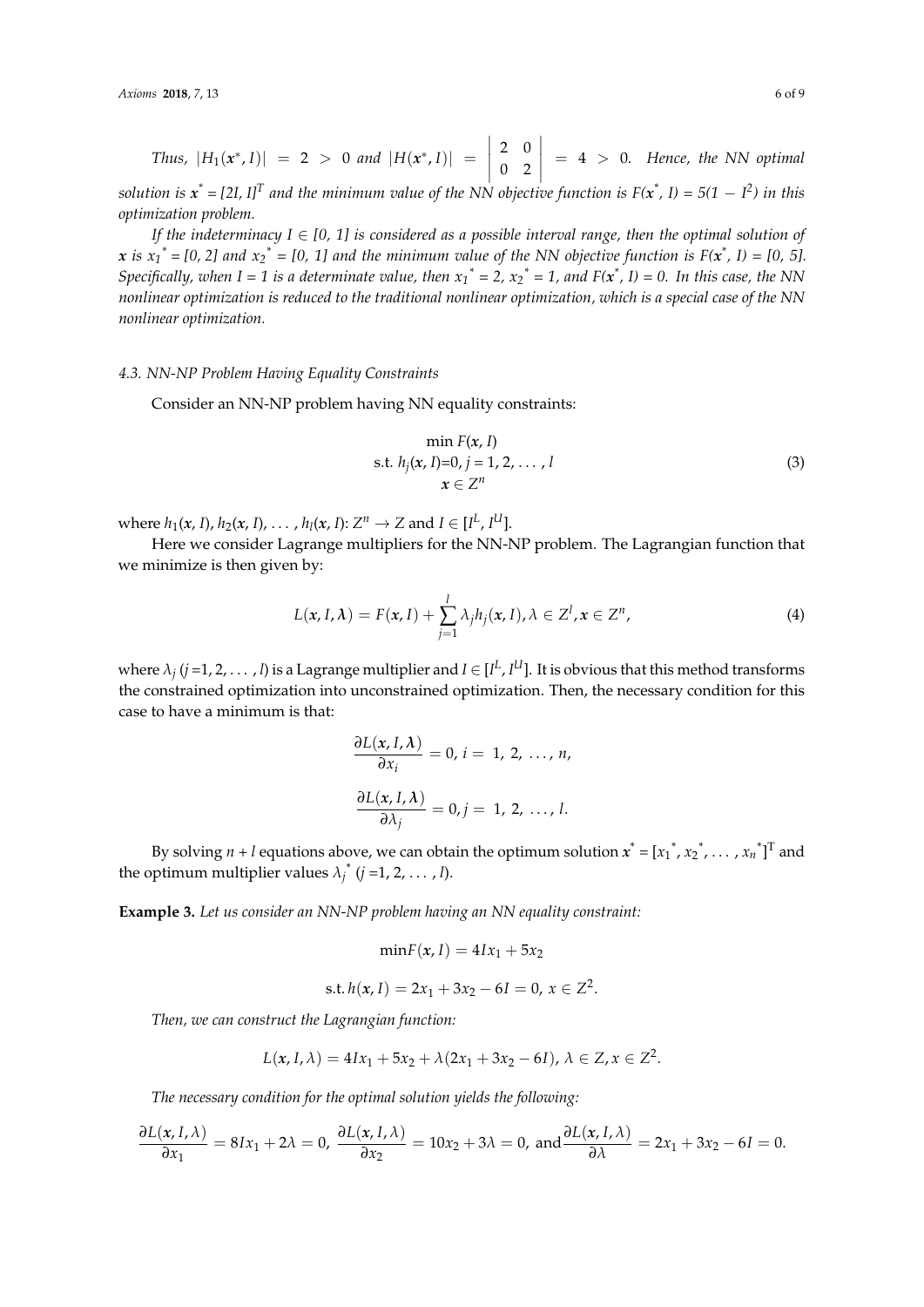*Thus,* $|H_1(\boldsymbol{x}^*, I)| = 2 > 0$ *and* $|H(\boldsymbol{x}^*, I)| = \begin{vmatrix} 2 & 0 \\ 0 & 2 \end{vmatrix} = 4 > 0$. *Hence, the NN optimal solution is* $\boldsymbol{x}^* = [2I, I]^T$ *and the minimum value of the NN objective function is* $F(\boldsymbol{x}^*, I) = 5(1 - I^2)$ *in this optimization problem.*

*If the indeterminacy* $I \in [0, 1]$ *is considered as a possible interval range, then the optimal solution of* $\boldsymbol{x}$ *is* $x_1^* = [0, 2]$ *and* $x_2^* = [0, 1]$ *and the minimum value of the NN objective function is* $F(\boldsymbol{x}^*, I) = [0, 5]$. *Specifically, when* $I = 1$ *is a determinate value, then* $x_1^* = 2$, $x_2^* = 1$, *and* $F(\boldsymbol{x}^*, I) = 0$. *In this case, the NN nonlinear optimization is reduced to the traditional nonlinear optimization, which is a special case of the NN nonlinear optimization.*

### *4.3. NN-NP Problem Having Equality Constraints*

Consider an NN-NP problem having NN equality constraints:

$$\begin{gathered} \min F(\boldsymbol{x}, I) \\ \text{s.t. } h_j(\boldsymbol{x}, I) = 0, j = 1, 2, \ldots, l \\ \boldsymbol{x} \in Z^n \end{gathered} \tag{3}$$

where $h_1(\boldsymbol{x}, I)$, $h_2(\boldsymbol{x}, I)$, ..., $h_l(\boldsymbol{x}, I)$: $Z^n \rightarrow Z$ and $I \in [I^L, I^U]$.

Here we consider Lagrange multipliers for the NN-NP problem. The Lagrangian function that we minimize is then given by:

$$L(\boldsymbol{x}, I, \boldsymbol{\lambda}) = F(\boldsymbol{x}, I) + \sum_{j=1}^{l} \lambda_j h_j(\boldsymbol{x}, I), \lambda \in Z^l, \boldsymbol{x} \in Z^n, \tag{4}$$

where $\lambda_j$ ($j$ =1, 2, ..., $l$) is a Lagrange multiplier and $I \in [I^L, I^U]$. It is obvious that this method transforms the constrained optimization into unconstrained optimization. Then, the necessary condition for this case to have a minimum is that:

$$\frac{\partial L(\boldsymbol{x}, I, \boldsymbol{\lambda})}{\partial x_i} = 0, i = 1, 2, \ldots, n,$$

$$\frac{\partial L(\boldsymbol{x}, I, \boldsymbol{\lambda})}{\partial \lambda_j} = 0, j = 1, 2, \ldots, l.$$

By solving $n + l$ equations above, we can obtain the optimum solution $\boldsymbol{x}^* = [x_1^*, x_2^*, \ldots, x_n^*]^T$ and the optimum multiplier values $\lambda_j^*$ ($j$ =1, 2, ..., $l$).

**Example 3.** *Let us consider an NN-NP problem having an NN equality constraint:*

$$\min F(\boldsymbol{x}, I) = 4Ix_1 + 5x_2$$

$$\text{s.t. } h(\boldsymbol{x}, I) = 2x_1 + 3x_2 - 6I = 0, \ x \in Z^2.$$

*Then, we can construct the Lagrangian function:*

$$L(\boldsymbol{x}, I, \lambda) = 4Ix_1 + 5x_2 + \lambda(2x_1 + 3x_2 - 6I), \ \lambda \in Z, x \in Z^2.$$

*The necessary condition for the optimal solution yields the following:*

$$\frac{\partial L(\boldsymbol{x}, I, \lambda)}{\partial x_1} = 8Ix_1 + 2\lambda = 0, \ \frac{\partial L(\boldsymbol{x}, I, \lambda)}{\partial x_2} = 10x_2 + 3\lambda = 0, \text{ and} \frac{\partial L(\boldsymbol{x}, I, \lambda)}{\partial \lambda} = 2x_1 + 3x_2 - 6I = 0.$$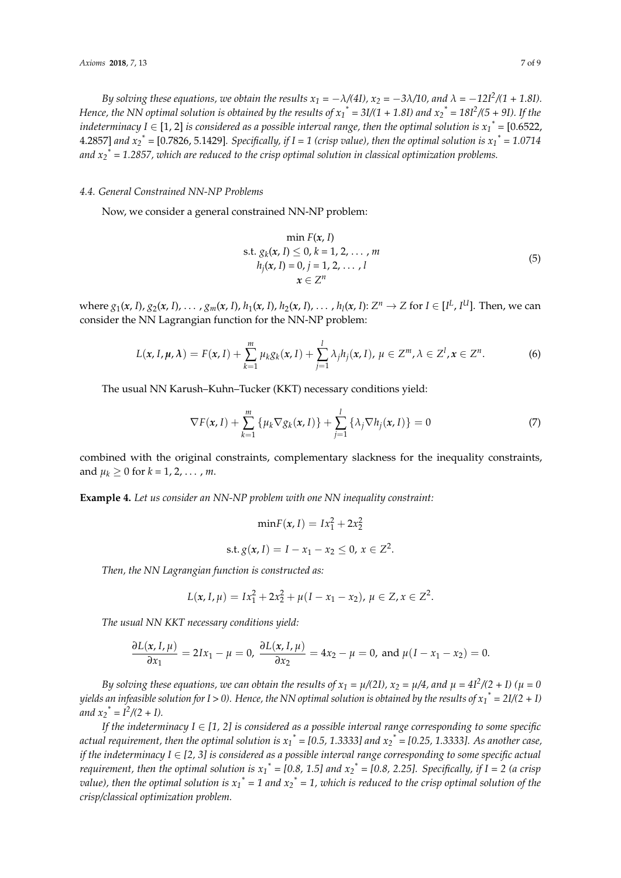*By solving these equations, we obtain the results $x_1 = -\lambda/(4I)$, $x_2 = -3\lambda/10$, and $\lambda = -12I^2/(1 + 1.8I)$. Hence, the NN optimal solution is obtained by the results of $x_1^* = 3I/(1 + 1.8I)$ and $x_2^* = 18I^2/(5 + 9I)$. If the indeterminacy $I \in [1, 2]$ is considered as a possible interval range, then the optimal solution is $x_1^* = [0.6522, 4.2857]$ and $x_2^* = [0.7826, 5.1429]$. Specifically, if $I = 1$ (crisp value), then the optimal solution is $x_1^* = 1.0714$ and $x_2^* = 1.2857$, which are reduced to the crisp optimal solution in classical optimization problems.*

### 4.4. General Constrained NN-NP Problems

Now, we consider a general constrained NN-NP problem:

$$
\begin{aligned}
&\min F(\boldsymbol{x}, I) \\
\text{s.t. } &g_k(\boldsymbol{x}, I) \leq 0, k = 1, 2, \ldots, m \\
&h_j(\boldsymbol{x}, I) = 0, j = 1, 2, \ldots, l \\
&\boldsymbol{x} \in Z^n
\end{aligned}
\tag{5}
$$

where $g_1(\boldsymbol{x}, I), g_2(\boldsymbol{x}, I), \ldots, g_m(\boldsymbol{x}, I), h_1(\boldsymbol{x}, I), h_2(\boldsymbol{x}, I), \ldots, h_l(\boldsymbol{x}, I)$: $Z^n \to Z$ for $I \in [I^L, I^U]$. Then, we can consider the NN Lagrangian function for the NN-NP problem:

$$
L(\boldsymbol{x}, I, \boldsymbol{\mu}, \boldsymbol{\lambda}) = F(\boldsymbol{x}, I) + \sum_{k=1}^{m} \mu_k g_k(\boldsymbol{x}, I) + \sum_{j=1}^{l} \lambda_j h_j(\boldsymbol{x}, I),\ \mu \in Z^m, \lambda \in Z^l, \boldsymbol{x} \in Z^n. \tag{6}
$$

The usual NN Karush–Kuhn–Tucker (KKT) necessary conditions yield:

$$
\nabla F(\boldsymbol{x}, I) + \sum_{k=1}^{m} \{\mu_k \nabla g_k(\boldsymbol{x}, I)\} + \sum_{j=1}^{l} \{\lambda_j \nabla h_j(\boldsymbol{x}, I)\} = 0 \tag{7}
$$

combined with the original constraints, complementary slackness for the inequality constraints, and $\mu_k \geq 0$ for $k = 1, 2, \ldots, m$.

**Example 4.** *Let us consider an NN-NP problem with one NN inequality constraint:*

$$\min F(\boldsymbol{x}, I) = Ix_1^2 + 2x_2^2$$

$$\text{s.t. } g(\boldsymbol{x}, I) = I - x_1 - x_2 \leq 0,\ x \in Z^2.$$

*Then, the NN Lagrangian function is constructed as:*

$$L(\boldsymbol{x}, I, \mu) = Ix_1^2 + 2x_2^2 + \mu(I - x_1 - x_2),\ \mu \in Z, x \in Z^2.$$

*The usual NN KKT necessary conditions yield:*

$$\frac{\partial L(\boldsymbol{x}, I, \mu)}{\partial x_1} = 2Ix_1 - \mu = 0,\ \frac{\partial L(\boldsymbol{x}, I, \mu)}{\partial x_2} = 4x_2 - \mu = 0, \text{ and } \mu(I - x_1 - x_2) = 0.$$

*By solving these equations, we can obtain the results of $x_1 = \mu/(2I)$, $x_2 = \mu/4$, and $\mu = 4I^2/(2 + I)$ ($\mu = 0$ yields an infeasible solution for $I > 0$). Hence, the NN optimal solution is obtained by the results of $x_1^* = 2I/(2 + I)$ and $x_2^* = I^2/(2 + I)$.*

*If the indeterminacy $I \in [1, 2]$ is considered as a possible interval range corresponding to some specific actual requirement, then the optimal solution is $x_1^* = [0.5, 1.3333]$ and $x_2^* = [0.25, 1.3333]$. As another case, if the indeterminacy $I \in [2, 3]$ is considered as a possible interval range corresponding to some specific actual requirement, then the optimal solution is $x_1^* = [0.8, 1.5]$ and $x_2^* = [0.8, 2.25]$. Specifically, if $I = 2$ (a crisp value), then the optimal solution is $x_1^* = 1$ and $x_2^* = 1$, which is reduced to the crisp optimal solution of the crisp/classical optimization problem.*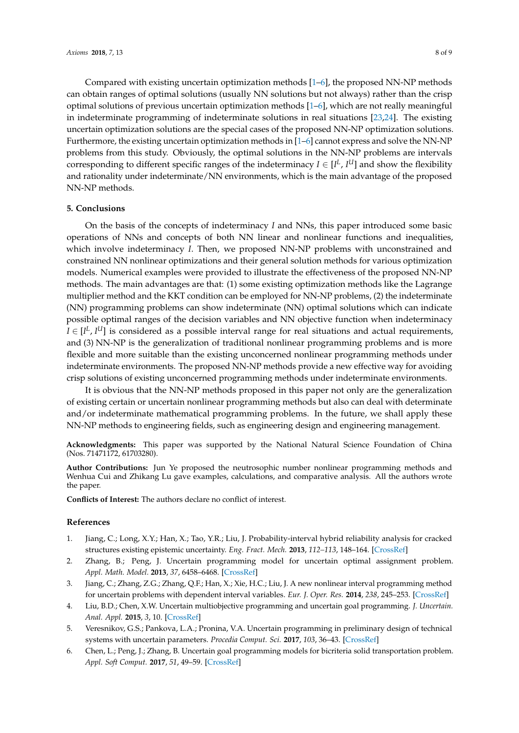Compared with existing uncertain optimization methods [1–6], the proposed NN-NP methods can obtain ranges of optimal solutions (usually NN solutions but not always) rather than the crisp optimal solutions of previous uncertain optimization methods [1–6], which are not really meaningful in indeterminate programming of indeterminate solutions in real situations [23,24]. The existing uncertain optimization solutions are the special cases of the proposed NN-NP optimization solutions. Furthermore, the existing uncertain optimization methods in [1–6] cannot express and solve the NN-NP problems from this study. Obviously, the optimal solutions in the NN-NP problems are intervals corresponding to different specific ranges of the indeterminacy $I \in [I^L, I^U]$ and show the flexibility and rationality under indeterminate/NN environments, which is the main advantage of the proposed NN-NP methods.

## 5. Conclusions

On the basis of the concepts of indeterminacy $I$ and NNs, this paper introduced some basic operations of NNs and concepts of both NN linear and nonlinear functions and inequalities, which involve indeterminacy $I$. Then, we proposed NN-NP problems with unconstrained and constrained NN nonlinear optimizations and their general solution methods for various optimization models. Numerical examples were provided to illustrate the effectiveness of the proposed NN-NP methods. The main advantages are that: (1) some existing optimization methods like the Lagrange multiplier method and the KKT condition can be employed for NN-NP problems, (2) the indeterminate (NN) programming problems can show indeterminate (NN) optimal solutions which can indicate possible optimal ranges of the decision variables and NN objective function when indeterminacy $I \in [I^L, I^U]$ is considered as a possible interval range for real situations and actual requirements, and (3) NN-NP is the generalization of traditional nonlinear programming problems and is more flexible and more suitable than the existing unconcerned nonlinear programming methods under indeterminate environments. The proposed NN-NP methods provide a new effective way for avoiding crisp solutions of existing unconcerned programming methods under indeterminate environments.

It is obvious that the NN-NP methods proposed in this paper not only are the generalization of existing certain or uncertain nonlinear programming methods but also can deal with determinate and/or indeterminate mathematical programming problems. In the future, we shall apply these NN-NP methods to engineering fields, such as engineering design and engineering management.

**Acknowledgments:** This paper was supported by the National Natural Science Foundation of China (Nos. 71471172, 61703280).

**Author Contributions:** Jun Ye proposed the neutrosophic number nonlinear programming methods and Wenhua Cui and Zhikang Lu gave examples, calculations, and comparative analysis. All the authors wrote the paper.

**Conflicts of Interest:** The authors declare no conflict of interest.

## References

1. Jiang, C.; Long, X.Y.; Han, X.; Tao, Y.R.; Liu, J. Probability-interval hybrid reliability analysis for cracked structures existing epistemic uncertainty. *Eng. Fract. Mech.* **2013**, *112–113*, 148–164. [CrossRef]
2. Zhang, B.; Peng, J. Uncertain programming model for uncertain optimal assignment problem. *Appl. Math. Model.* **2013**, *37*, 6458–6468. [CrossRef]
3. Jiang, C.; Zhang, Z.G.; Zhang, Q.F.; Han, X.; Xie, H.C.; Liu, J. A new nonlinear interval programming method for uncertain problems with dependent interval variables. *Eur. J. Oper. Res.* **2014**, *238*, 245–253. [CrossRef]
4. Liu, B.D.; Chen, X.W. Uncertain multiobjective programming and uncertain goal programming. *J. Uncertain. Anal. Appl.* **2015**, *3*, 10. [CrossRef]
5. Veresnikov, G.S.; Pankova, L.A.; Pronina, V.A. Uncertain programming in preliminary design of technical systems with uncertain parameters. *Procedia Comput. Sci.* **2017**, *103*, 36–43. [CrossRef]
6. Chen, L.; Peng, J.; Zhang, B. Uncertain goal programming models for bicriteria solid transportation problem. *Appl. Soft Comput.* **2017**, *51*, 49–59. [CrossRef]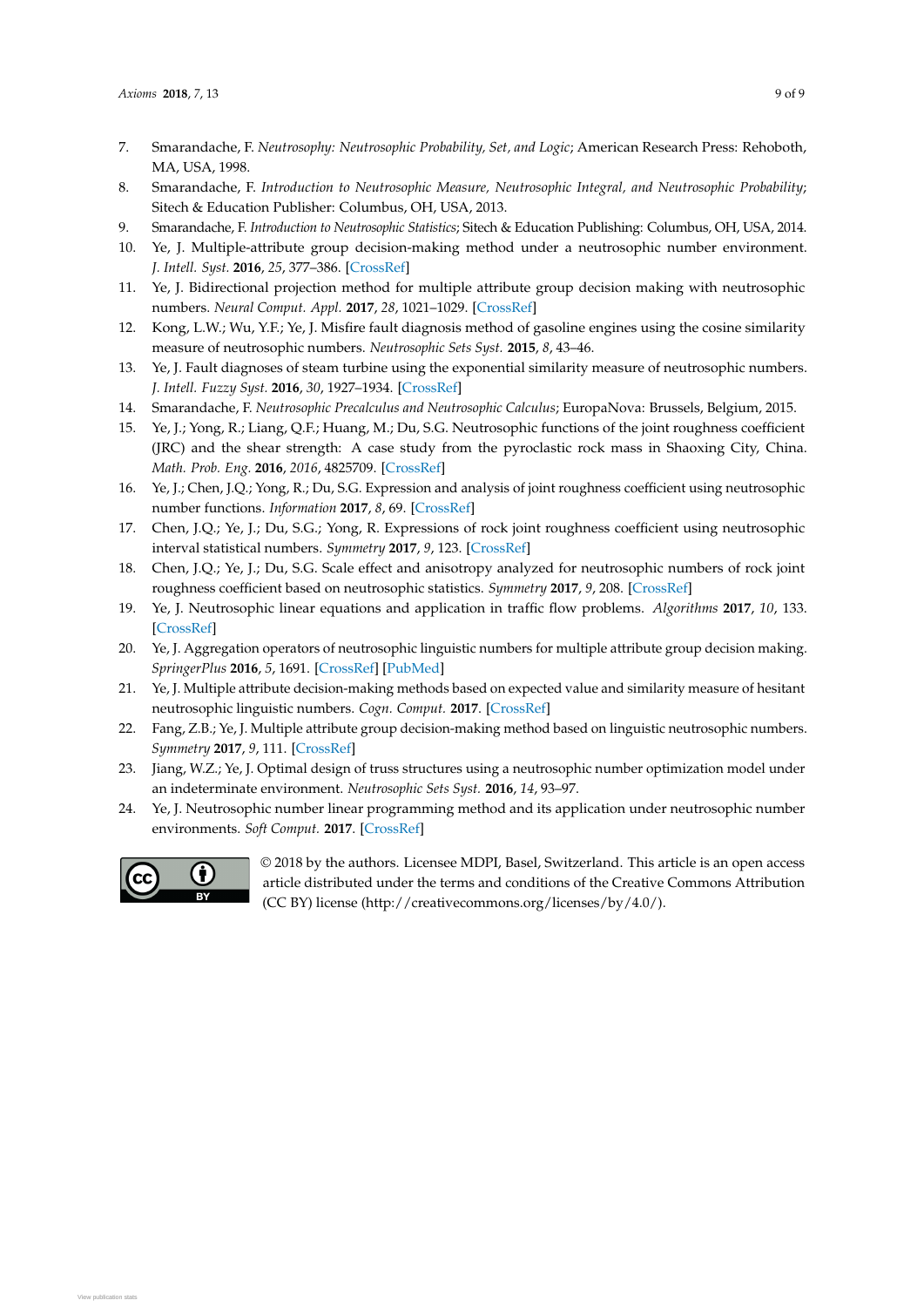7. Smarandache, F. *Neutrosophy: Neutrosophic Probability, Set, and Logic*; American Research Press: Rehoboth, MA, USA, 1998.
8. Smarandache, F. *Introduction to Neutrosophic Measure, Neutrosophic Integral, and Neutrosophic Probability*; Sitech & Education Publisher: Columbus, OH, USA, 2013.
9. Smarandache, F. *Introduction to Neutrosophic Statistics*; Sitech & Education Publishing: Columbus, OH, USA, 2014.
10. Ye, J. Multiple-attribute group decision-making method under a neutrosophic number environment. *J. Intell. Syst.* **2016**, *25*, 377–386. [CrossRef]
11. Ye, J. Bidirectional projection method for multiple attribute group decision making with neutrosophic numbers. *Neural Comput. Appl.* **2017**, *28*, 1021–1029. [CrossRef]
12. Kong, L.W.; Wu, Y.F.; Ye, J. Misfire fault diagnosis method of gasoline engines using the cosine similarity measure of neutrosophic numbers. *Neutrosophic Sets Syst.* **2015**, *8*, 43–46.
13. Ye, J. Fault diagnoses of steam turbine using the exponential similarity measure of neutrosophic numbers. *J. Intell. Fuzzy Syst.* **2016**, *30*, 1927–1934. [CrossRef]
14. Smarandache, F. *Neutrosophic Precalculus and Neutrosophic Calculus*; EuropaNova: Brussels, Belgium, 2015.
15. Ye, J.; Yong, R.; Liang, Q.F.; Huang, M.; Du, S.G. Neutrosophic functions of the joint roughness coefficient (JRC) and the shear strength: A case study from the pyroclastic rock mass in Shaoxing City, China. *Math. Prob. Eng.* **2016**, *2016*, 4825709. [CrossRef]
16. Ye, J.; Chen, J.Q.; Yong, R.; Du, S.G. Expression and analysis of joint roughness coefficient using neutrosophic number functions. *Information* **2017**, *8*, 69. [CrossRef]
17. Chen, J.Q.; Ye, J.; Du, S.G.; Yong, R. Expressions of rock joint roughness coefficient using neutrosophic interval statistical numbers. *Symmetry* **2017**, *9*, 123. [CrossRef]
18. Chen, J.Q.; Ye, J.; Du, S.G. Scale effect and anisotropy analyzed for neutrosophic numbers of rock joint roughness coefficient based on neutrosophic statistics. *Symmetry* **2017**, *9*, 208. [CrossRef]
19. Ye, J. Neutrosophic linear equations and application in traffic flow problems. *Algorithms* **2017**, *10*, 133. [CrossRef]
20. Ye, J. Aggregation operators of neutrosophic linguistic numbers for multiple attribute group decision making. *SpringerPlus* **2016**, *5*, 1691. [CrossRef] [PubMed]
21. Ye, J. Multiple attribute decision-making methods based on expected value and similarity measure of hesitant neutrosophic linguistic numbers. *Cogn. Comput.* **2017**. [CrossRef]
22. Fang, Z.B.; Ye, J. Multiple attribute group decision-making method based on linguistic neutrosophic numbers. *Symmetry* **2017**, *9*, 111. [CrossRef]
23. Jiang, W.Z.; Ye, J. Optimal design of truss structures using a neutrosophic number optimization model under an indeterminate environment. *Neutrosophic Sets Syst.* **2016**, *14*, 93–97.
24. Ye, J. Neutrosophic number linear programming method and its application under neutrosophic number environments. *Soft Comput.* **2017**. [CrossRef]

© 2018 by the authors. Licensee MDPI, Basel, Switzerland. This article is an open access article distributed under the terms and conditions of the Creative Commons Attribution (CC BY) license (http://creativecommons.org/licenses/by/4.0/).